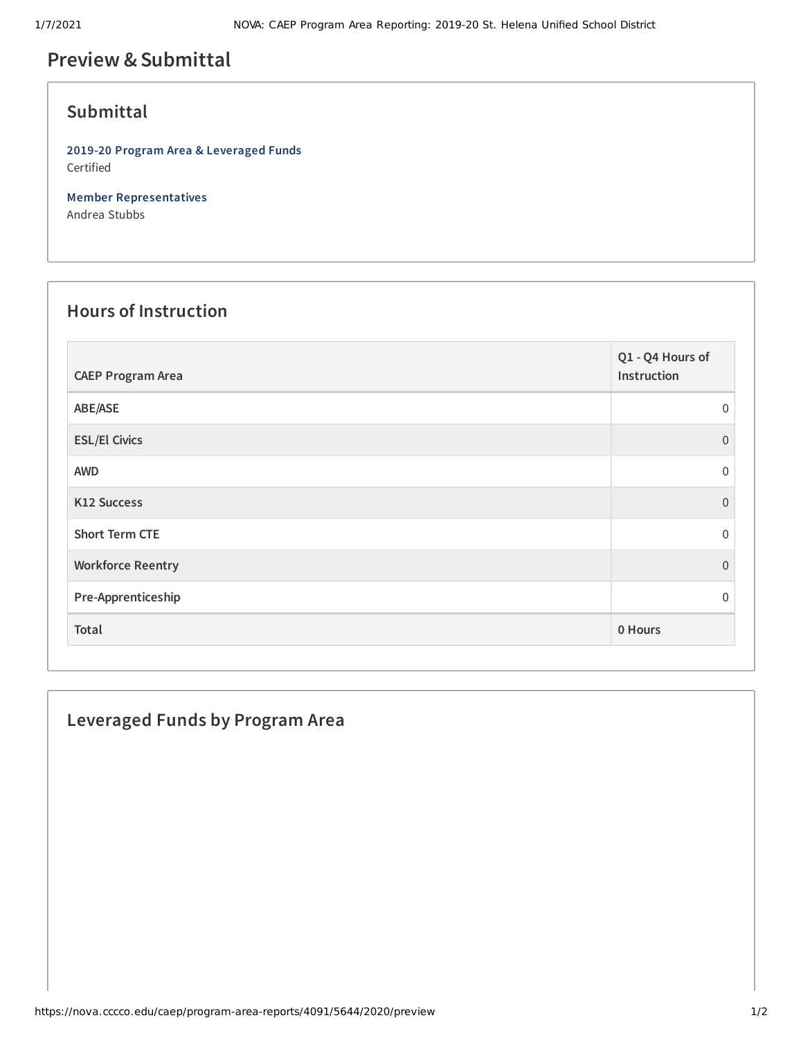# Preview & Submittal

## Submittal

**2019-20 Program Area & Leveraged Funds**
Certified

**Member Representatives**
Andrea Stubbs

## Hours of Instruction

| CAEP Program Area | Q1 - Q4 Hours of Instruction |
|---|---|
| ABE/ASE | 0 |
| ESL/El Civics | 0 |
| AWD | 0 |
| K12 Success | 0 |
| Short Term CTE | 0 |
| Workforce Reentry | 0 |
| Pre-Apprenticeship | 0 |
| Total | 0 Hours |

## Leveraged Funds by Program Area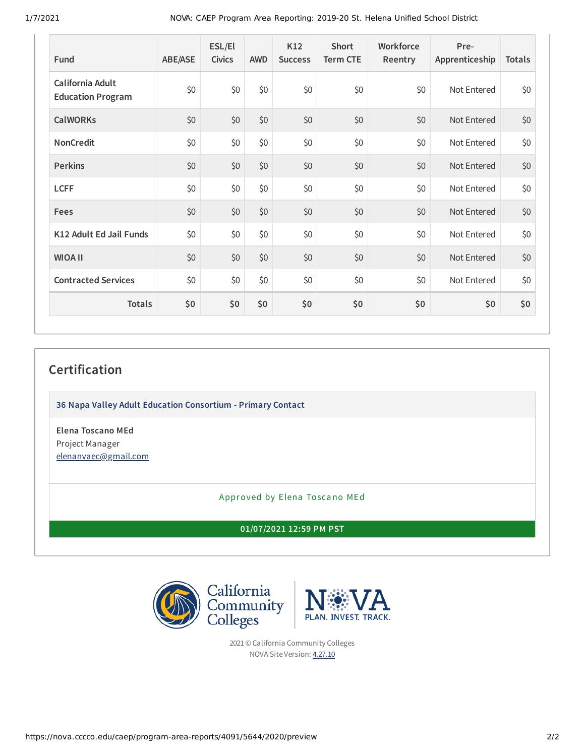| Fund | ABE/ASE | ESL/El Civics | AWD | K12 Success | Short Term CTE | Workforce Reentry | Pre-Apprenticeship | Totals |
|---|---|---|---|---|---|---|---|---|
| California Adult Education Program | $0 | $0 | $0 | $0 | $0 | $0 | Not Entered | $0 |
| CalWORKs | $0 | $0 | $0 | $0 | $0 | $0 | Not Entered | $0 |
| NonCredit | $0 | $0 | $0 | $0 | $0 | $0 | Not Entered | $0 |
| Perkins | $0 | $0 | $0 | $0 | $0 | $0 | Not Entered | $0 |
| LCFF | $0 | $0 | $0 | $0 | $0 | $0 | Not Entered | $0 |
| Fees | $0 | $0 | $0 | $0 | $0 | $0 | Not Entered | $0 |
| K12 Adult Ed Jail Funds | $0 | $0 | $0 | $0 | $0 | $0 | Not Entered | $0 |
| WIOA II | $0 | $0 | $0 | $0 | $0 | $0 | Not Entered | $0 |
| Contracted Services | $0 | $0 | $0 | $0 | $0 | $0 | Not Entered | $0 |
| **Totals** | **$0** | **$0** | **$0** | **$0** | **$0** | **$0** | **$0** | **$0** |

## Certification

**36 Napa Valley Adult Education Consortium - Primary Contact**

**Elena Toscano MEd**
Project Manager
elenanvaec@gmail.com

Approved by Elena Toscano MEd

**01/07/2021 12:59 PM PST**

California Community Colleges

NOVA PLAN. INVEST. TRACK.

2021 © California Community Colleges
NOVA Site Version: 4.27.10